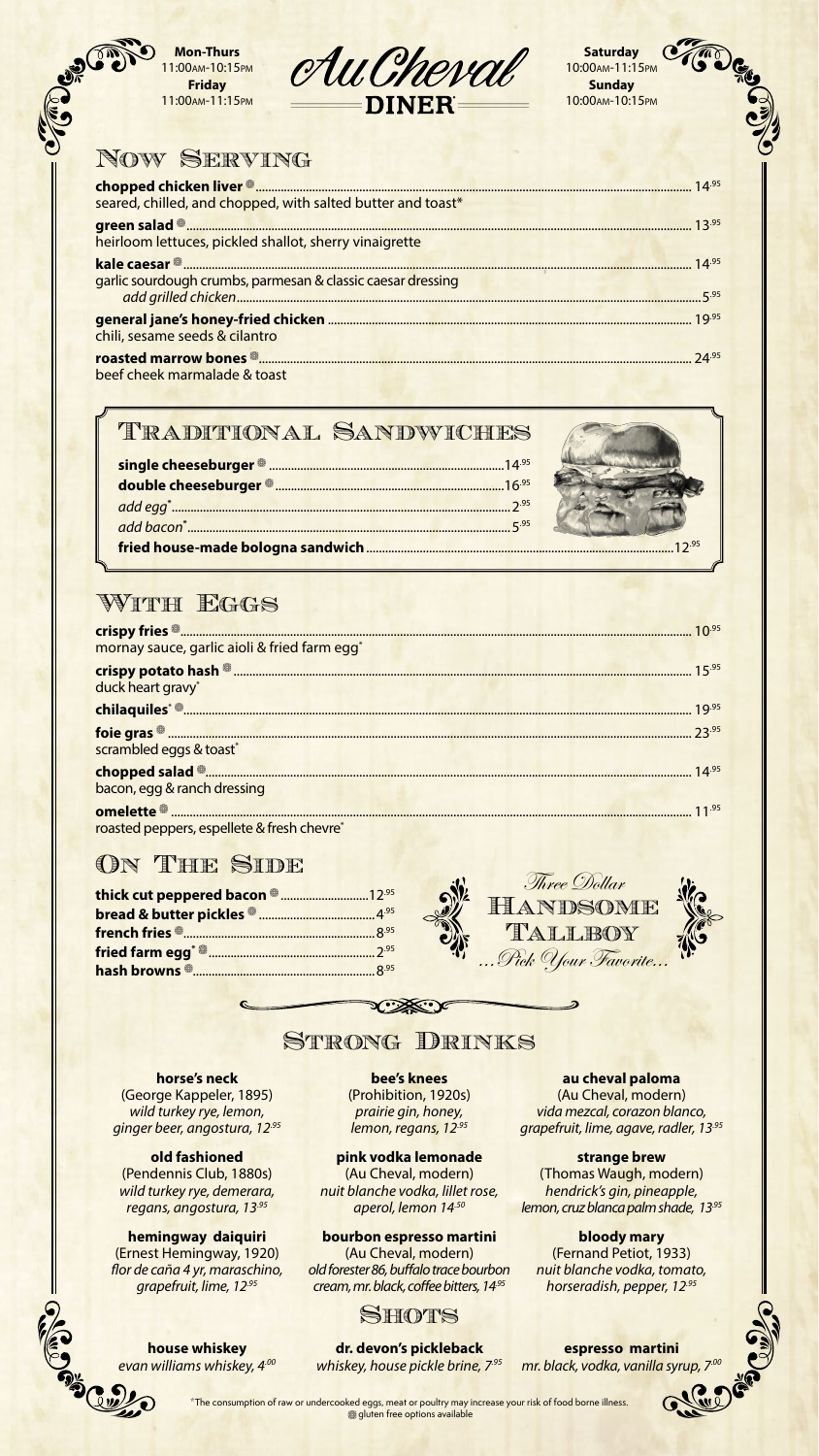**Mon-Thurs** 11:00AM-10:15PM
**Friday** 11:00AM-11:15PM

# Au Cheval DINER

**Saturday** 10:00AM-11:15PM
**Sunday** 10:00AM-10:15PM

## Now Serving

**chopped chicken liver** ❁ ........ 14.95
seared, chilled, and chopped, with salted butter and toast*

**green salad** ❁ ........ 13.95
heirloom lettuces, pickled shallot, sherry vinaigrette

**kale caesar** ❁ ........ 14.95
garlic sourdough crumbs, parmesan & classic caesar dressing
*add grilled chicken* ........ 5.95

**general jane's honey-fried chicken** ........ 19.95
chili, sesame seeds & cilantro

**roasted marrow bones** ❁ ........ 24.95
beef cheek marmalade & toast

## Traditional Sandwiches

**single cheeseburger** ❁ ........ 14.95
**double cheeseburger** ❁ ........ 16.95
*add egg** ........ 2.95
*add bacon** ........ 5.95
**fried house-made bologna sandwich** ........ 12.95

## With Eggs

**crispy fries** ❁ ........ 10.95
mornay sauce, garlic aioli & fried farm egg*

**crispy potato hash** ❁ ........ 15.95
duck heart gravy*

**chilaquiles*** ❁ ........ 19.95

**foie gras** ❁ ........ 23.95
scrambled eggs & toast*

**chopped salad** ❁ ........ 14.95
bacon, egg & ranch dressing

**omelette** ❁ ........ 11.95
roasted peppers, espellete & fresh chevre*

## On The Side

**thick cut peppered bacon** ❁ ........ 12.95
**bread & butter pickles** ❁ ........ 4.95
**french fries** ❁ ........ 8.95
**fried farm egg*** ❁ ........ 2.95
**hash browns** ❁ ........ 8.95

*Three Dollar*
**HANDSOME TALLBOY**
*...Pick Your Favorite...*

## Strong Drinks

**horse's neck**
(George Kappeler, 1895)
*wild turkey rye, lemon, ginger beer, angostura, 12.95*

**old fashioned**
(Pendennis Club, 1880s)
*wild turkey rye, demerara, regans, angostura, 13.95*

**hemingway daiquiri**
(Ernest Hemingway, 1920)
*flor de caña 4 yr, maraschino, grapefruit, lime, 12.95*

**bee's knees**
(Prohibition, 1920s)
*prairie gin, honey, lemon, regans, 12.95*

**pink vodka lemonade**
(Au Cheval, modern)
*nuit blanche vodka, lillet rose, aperol, lemon 14.50*

**bourbon espresso martini**
(Au Cheval, modern)
*old forester 86, buffalo trace bourbon cream, mr. black, coffee bitters, 14.95*

**au cheval paloma**
(Au Cheval, modern)
*vida mezcal, corazon blanco, grapefruit, lime, agave, radler, 13.95*

**strange brew**
(Thomas Waugh, modern)
*hendrick's gin, pineapple, lemon, cruz blanca palm shade, 13.95*

**bloody mary**
(Fernand Petiot, 1933)
*nuit blanche vodka, tomato, horseradish, pepper, 12.95*

## Shots

**house whiskey**
*evan williams whiskey, 4.00*

**dr. devon's pickleback**
*whiskey, house pickle brine, 7.95*

**espresso martini**
*mr. black, vodka, vanilla syrup, 7.00*

*The consumption of raw or undercooked eggs, meat or poultry may increase your risk of food borne illness.
❁ gluten free options available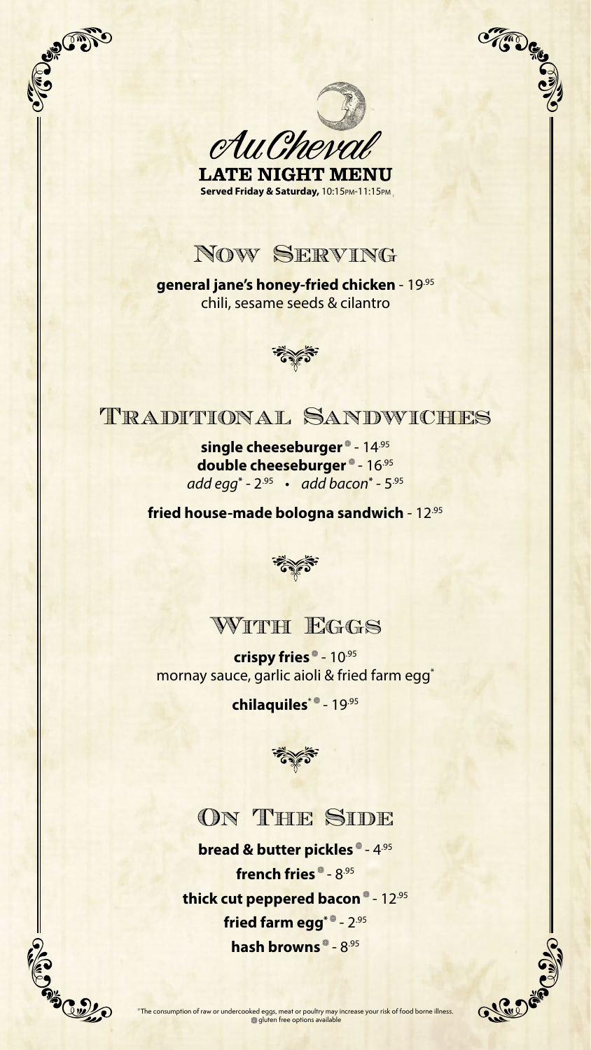# Au Cheval

## LATE NIGHT MENU

**Served Friday & Saturday,** 10:15PM-11:15PM

## Now Serving

**general jane's honey-fried chicken** - 19.95
chili, sesame seeds & cilantro

## Traditional Sandwiches

**single cheeseburger** ◉ - 14.95
**double cheeseburger** ◉ - 16.95
*add egg** - 2.95 • *add bacon** - 5.95

**fried house-made bologna sandwich** - 12.95

## With Eggs

**crispy fries** ◉ - 10.95
mornay sauce, garlic aioli & fried farm egg*

**chilaquiles**\* ◉ - 19.95

## On The Side

**bread & butter pickles** ◉ - 4.95

**french fries** ◉ - 8.95

**thick cut peppered bacon** ◉ - 12.95

**fried farm egg**\* ◉ - 2.95

**hash browns** ◉ - 8.95

*The consumption of raw or undercooked eggs, meat or poultry may increase your risk of food borne illness.
◉ gluten free options available